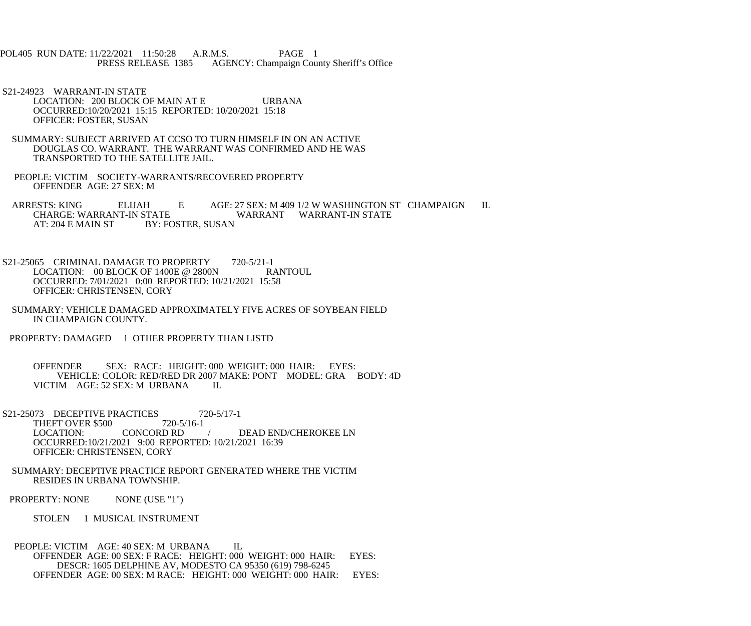POL405 RUN DATE: 11/22/2021 11:50:28 A.R.M.S. PAGE 1
PRESS RELEASE 1385 AGENCY: Champaign County Sheriff's Office

S21-24923 WARRANT-IN STATE
LOCATION: 200 BLOCK OF MAIN AT E URBANA
OCCURRED:10/20/2021 15:15 REPORTED: 10/20/2021 15:18
OFFICER: FOSTER, SUSAN

SUMMARY: SUBJECT ARRIVED AT CCSO TO TURN HIMSELF IN ON AN ACTIVE DOUGLAS CO. WARRANT. THE WARRANT WAS CONFIRMED AND HE WAS TRANSPORTED TO THE SATELLITE JAIL.

PEOPLE: VICTIM SOCIETY-WARRANTS/RECOVERED PROPERTY
OFFENDER AGE: 27 SEX: M

ARRESTS: KING ELIJAH E AGE: 27 SEX: M 409 1/2 W WASHINGTON ST CHAMPAIGN IL
CHARGE: WARRANT-IN STATE WARRANT WARRANT-IN STATE
AT: 204 E MAIN ST BY: FOSTER, SUSAN

S21-25065 CRIMINAL DAMAGE TO PROPERTY 720-5/21-1
LOCATION: 00 BLOCK OF 1400E @ 2800N RANTOUL
OCCURRED: 7/01/2021 0:00 REPORTED: 10/21/2021 15:58
OFFICER: CHRISTENSEN, CORY

SUMMARY: VEHICLE DAMAGED APPROXIMATELY FIVE ACRES OF SOYBEAN FIELD IN CHAMPAIGN COUNTY.

PROPERTY: DAMAGED 1 OTHER PROPERTY THAN LISTD

OFFENDER SEX: RACE: HEIGHT: 000 WEIGHT: 000 HAIR: EYES:
VEHICLE: COLOR: RED/RED DR 2007 MAKE: PONT MODEL: GRA BODY: 4D
VICTIM AGE: 52 SEX: M URBANA IL

S21-25073 DECEPTIVE PRACTICES 720-5/17-1
THEFT OVER $500 720-5/16-1
LOCATION: CONCORD RD / DEAD END/CHEROKEE LN
OCCURRED:10/21/2021 9:00 REPORTED: 10/21/2021 16:39
OFFICER: CHRISTENSEN, CORY

SUMMARY: DECEPTIVE PRACTICE REPORT GENERATED WHERE THE VICTIM RESIDES IN URBANA TOWNSHIP.

PROPERTY: NONE NONE (USE "1")

STOLEN 1 MUSICAL INSTRUMENT

PEOPLE: VICTIM AGE: 40 SEX: M URBANA IL
OFFENDER AGE: 00 SEX: F RACE: HEIGHT: 000 WEIGHT: 000 HAIR: EYES:
DESCR: 1605 DELPHINE AV, MODESTO CA 95350 (619) 798-6245
OFFENDER AGE: 00 SEX: M RACE: HEIGHT: 000 WEIGHT: 000 HAIR: EYES: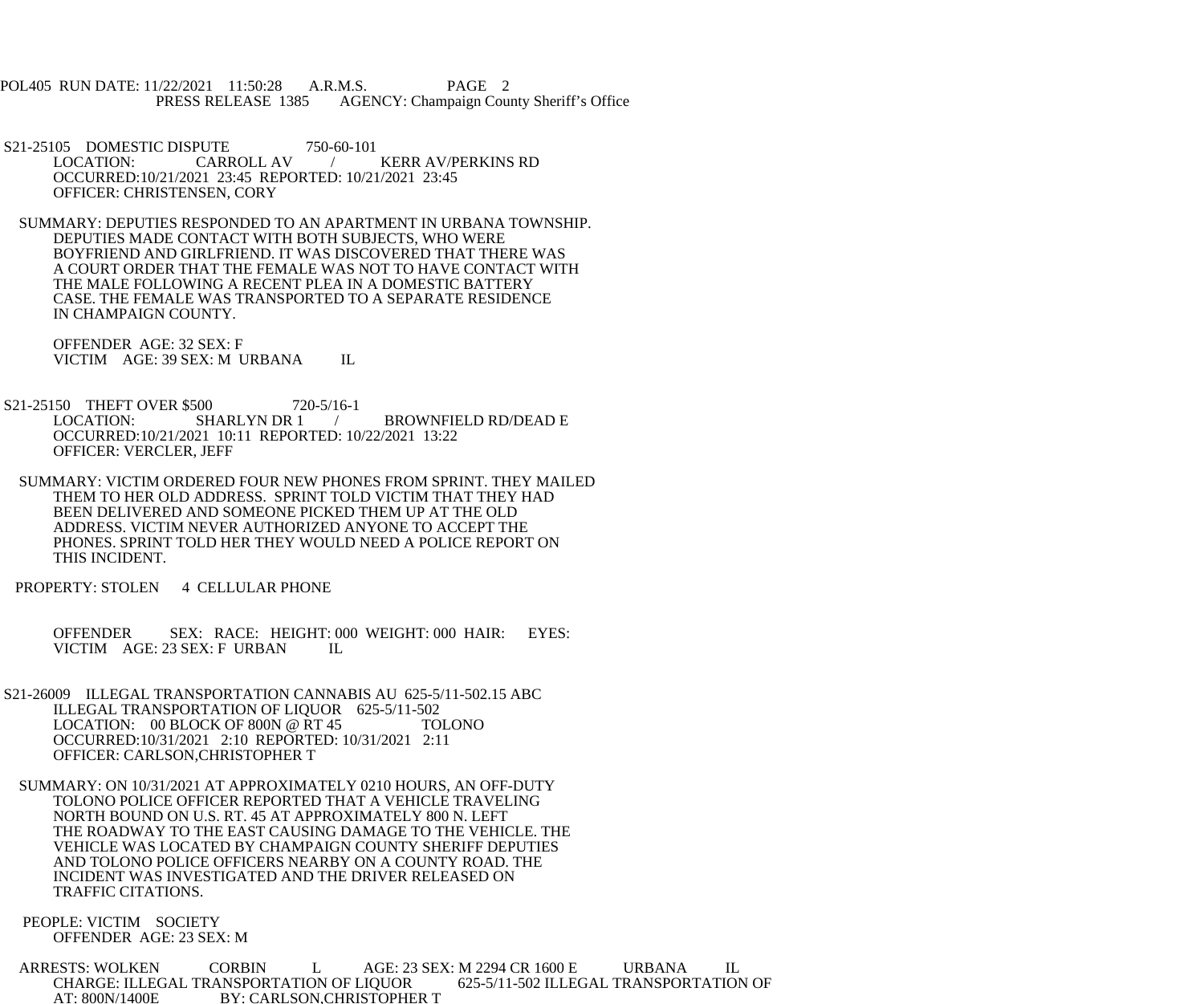POL405 RUN DATE: 11/22/2021 11:50:28 A.R.M.S. PAGE 2
PRESS RELEASE 1385 AGENCY: Champaign County Sheriff's Office

S21-25105 DOMESTIC DISPUTE 750-60-101
LOCATION: CARROLL AV / KERR AV/PERKINS RD
OCCURRED:10/21/2021 23:45 REPORTED: 10/21/2021 23:45
OFFICER: CHRISTENSEN, CORY

SUMMARY: DEPUTIES RESPONDED TO AN APARTMENT IN URBANA TOWNSHIP. DEPUTIES MADE CONTACT WITH BOTH SUBJECTS, WHO WERE BOYFRIEND AND GIRLFRIEND. IT WAS DISCOVERED THAT THERE WAS A COURT ORDER THAT THE FEMALE WAS NOT TO HAVE CONTACT WITH THE MALE FOLLOWING A RECENT PLEA IN A DOMESTIC BATTERY CASE. THE FEMALE WAS TRANSPORTED TO A SEPARATE RESIDENCE IN CHAMPAIGN COUNTY.

OFFENDER AGE: 32 SEX: F
VICTIM AGE: 39 SEX: M URBANA IL

S21-25150 THEFT OVER $500 720-5/16-1
LOCATION: SHARLYN DR 1 / BROWNFIELD RD/DEAD E
OCCURRED:10/21/2021 10:11 REPORTED: 10/22/2021 13:22
OFFICER: VERCLER, JEFF

SUMMARY: VICTIM ORDERED FOUR NEW PHONES FROM SPRINT. THEY MAILED THEM TO HER OLD ADDRESS. SPRINT TOLD VICTIM THAT THEY HAD BEEN DELIVERED AND SOMEONE PICKED THEM UP AT THE OLD ADDRESS. VICTIM NEVER AUTHORIZED ANYONE TO ACCEPT THE PHONES. SPRINT TOLD HER THEY WOULD NEED A POLICE REPORT ON THIS INCIDENT.

PROPERTY: STOLEN 4 CELLULAR PHONE

OFFENDER SEX: RACE: HEIGHT: 000 WEIGHT: 000 HAIR: EYES:
VICTIM AGE: 23 SEX: F URBAN IL

S21-26009 ILLEGAL TRANSPORTATION CANNABIS AU 625-5/11-502.15 ABC
ILLEGAL TRANSPORTATION OF LIQUOR 625-5/11-502
LOCATION: 00 BLOCK OF 800N @ RT 45 TOLONO
OCCURRED:10/31/2021 2:10 REPORTED: 10/31/2021 2:11
OFFICER: CARLSON,CHRISTOPHER T

SUMMARY: ON 10/31/2021 AT APPROXIMATELY 0210 HOURS, AN OFF-DUTY TOLONO POLICE OFFICER REPORTED THAT A VEHICLE TRAVELING NORTH BOUND ON U.S. RT. 45 AT APPROXIMATELY 800 N. LEFT THE ROADWAY TO THE EAST CAUSING DAMAGE TO THE VEHICLE. THE VEHICLE WAS LOCATED BY CHAMPAIGN COUNTY SHERIFF DEPUTIES AND TOLONO POLICE OFFICERS NEARBY ON A COUNTY ROAD. THE INCIDENT WAS INVESTIGATED AND THE DRIVER RELEASED ON TRAFFIC CITATIONS.

PEOPLE: VICTIM SOCIETY
OFFENDER AGE: 23 SEX: M

ARRESTS: WOLKEN CORBIN L AGE: 23 SEX: M 2294 CR 1600 E URBANA IL
CHARGE: ILLEGAL TRANSPORTATION OF LIQUOR 625-5/11-502 ILLEGAL TRANSPORTATION OF
AT: 800N/1400E BY: CARLSON,CHRISTOPHER T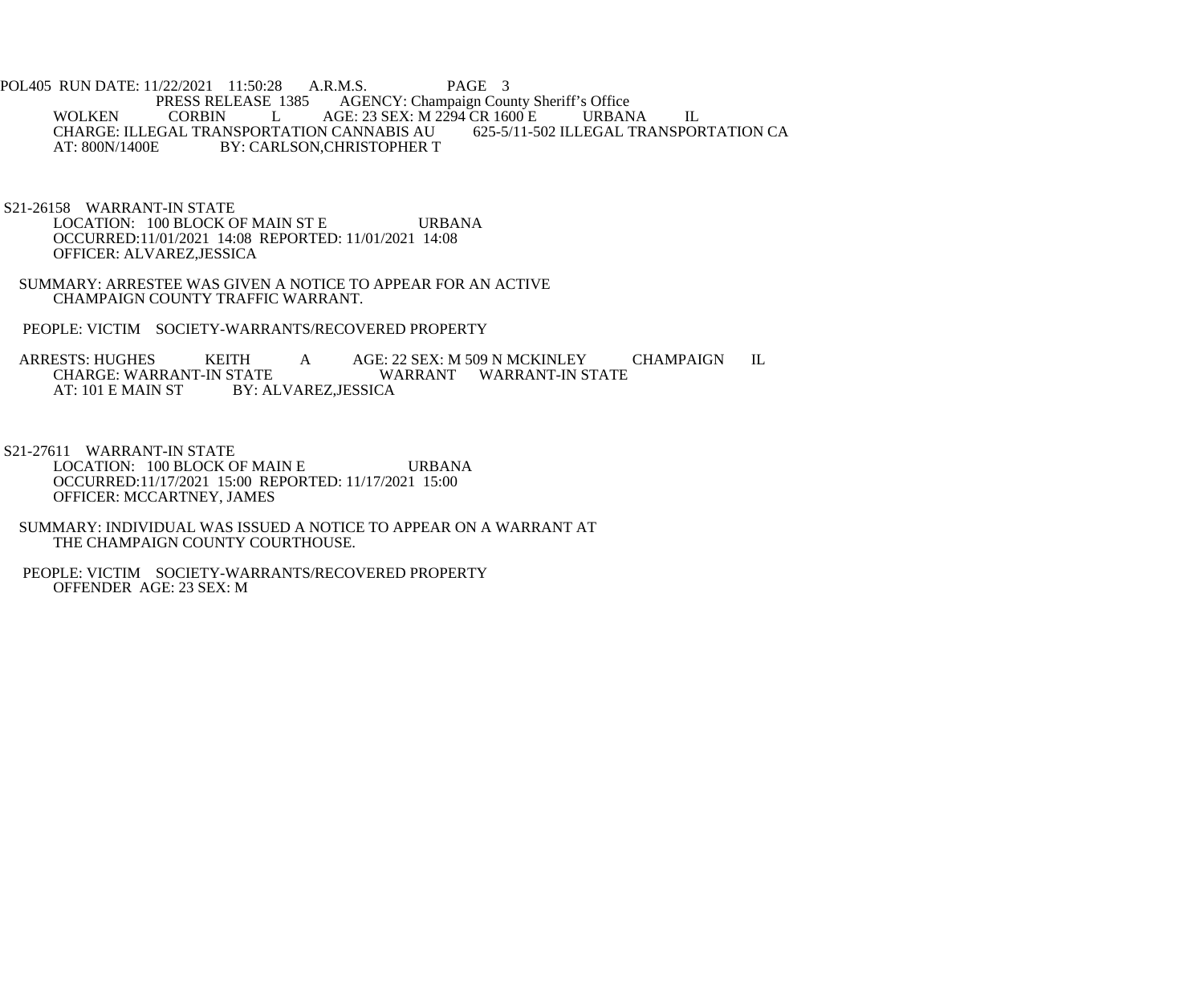WOLKEN CORBIN L AGE: 23 SEX: M 2294 CR 1600 E URBANA IL
CHARGE: ILLEGAL TRANSPORTATION CANNABIS AU 625-5/11-502 ILLEGAL TRANSPORTATION CA
AT: 800N/1400E BY: CARLSON,CHRISTOPHER T

S21-26158 WARRANT-IN STATE
LOCATION: 100 BLOCK OF MAIN ST E URBANA
OCCURRED:11/01/2021 14:08 REPORTED: 11/01/2021 14:08
OFFICER: ALVAREZ,JESSICA

SUMMARY: ARRESTEE WAS GIVEN A NOTICE TO APPEAR FOR AN ACTIVE CHAMPAIGN COUNTY TRAFFIC WARRANT.

PEOPLE: VICTIM SOCIETY-WARRANTS/RECOVERED PROPERTY

ARRESTS: HUGHES KEITH A AGE: 22 SEX: M 509 N MCKINLEY CHAMPAIGN IL
CHARGE: WARRANT-IN STATE WARRANT WARRANT-IN STATE
AT: 101 E MAIN ST BY: ALVAREZ,JESSICA

S21-27611 WARRANT-IN STATE
LOCATION: 100 BLOCK OF MAIN E URBANA
OCCURRED:11/17/2021 15:00 REPORTED: 11/17/2021 15:00
OFFICER: MCCARTNEY, JAMES

SUMMARY: INDIVIDUAL WAS ISSUED A NOTICE TO APPEAR ON A WARRANT AT THE CHAMPAIGN COUNTY COURTHOUSE.

PEOPLE: VICTIM SOCIETY-WARRANTS/RECOVERED PROPERTY
OFFENDER AGE: 23 SEX: M